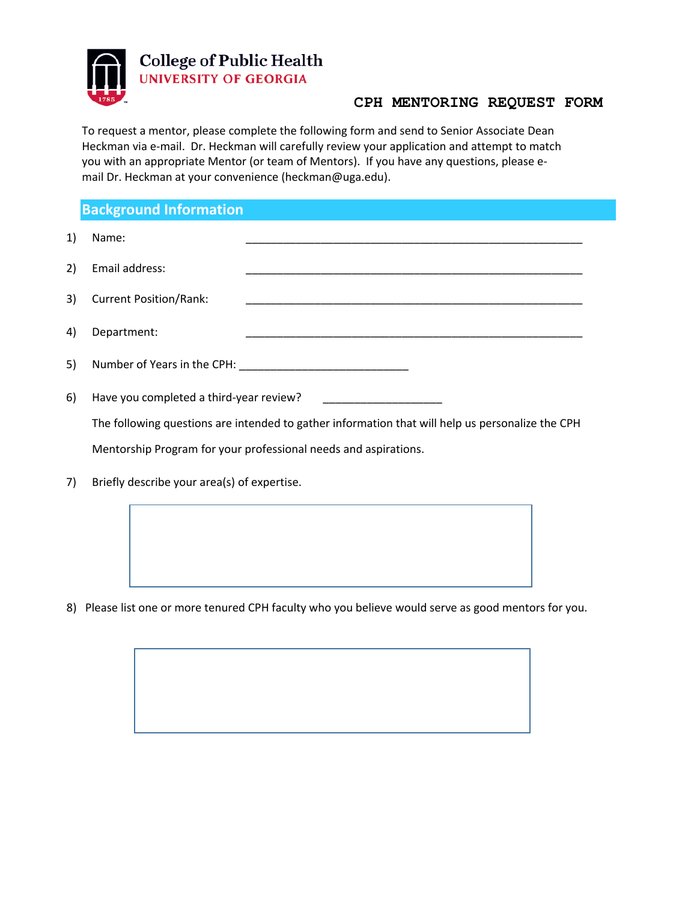College of Public Health
UNIVERSITY OF GEORGIA

# CPH MENTORING REQUEST FORM

To request a mentor, please complete the following form and send to Senior Associate Dean Heckman via e-mail. Dr. Heckman will carefully review your application and attempt to match you with an appropriate Mentor (or team of Mentors). If you have any questions, please e-mail Dr. Heckman at your convenience (heckman@uga.edu).

## Background Information

1) Name: ________________________________________________________

2) Email address: ________________________________________________________

3) Current Position/Rank: ________________________________________________________

4) Department: ________________________________________________________

5) Number of Years in the CPH: ____________________________

6) Have you completed a third-year review? ___________________

The following questions are intended to gather information that will help us personalize the CPH Mentorship Program for your professional needs and aspirations.

7) Briefly describe your area(s) of expertise.

8) Please list one or more tenured CPH faculty who you believe would serve as good mentors for you.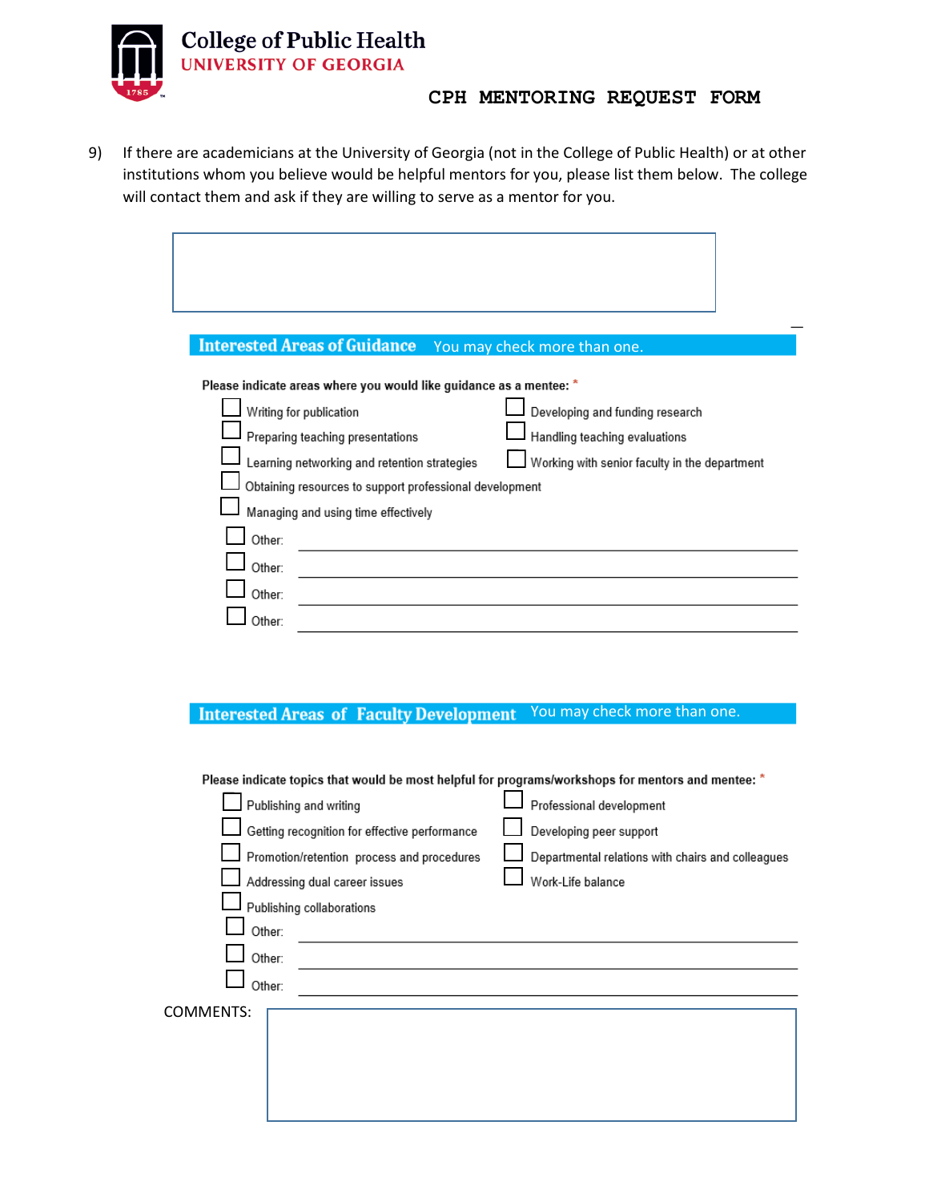# College of Public Health
## UNIVERSITY OF GEORGIA

## CPH MENTORING REQUEST FORM

9) If there are academicians at the University of Georgia (not in the College of Public Health) or at other institutions whom you believe would be helpful mentors for you, please list them below. The college will contact them and ask if they are willing to serve as a mentor for you.

### Interested Areas of Guidance — You may check more than one.

**Please indicate areas where you would like guidance as a mentee:** *

- ☐ Writing for publication
- ☐ Developing and funding research
- ☐ Preparing teaching presentations
- ☐ Handling teaching evaluations
- ☐ Learning networking and retention strategies
- ☐ Working with senior faculty in the department
- ☐ Obtaining resources to support professional development
- ☐ Managing and using time effectively
- ☐ Other: ____________________
- ☐ Other: ____________________
- ☐ Other: ____________________
- ☐ Other: ____________________

### Interested Areas of Faculty Development — You may check more than one.

**Please indicate topics that would be most helpful for programs/workshops for mentors and mentee:** *

- ☐ Publishing and writing
- ☐ Professional development
- ☐ Getting recognition for effective performance
- ☐ Developing peer support
- ☐ Promotion/retention process and procedures
- ☐ Departmental relations with chairs and colleagues
- ☐ Addressing dual career issues
- ☐ Work-Life balance
- ☐ Publishing collaborations
- ☐ Other: ____________________
- ☐ Other: ____________________
- ☐ Other: ____________________

COMMENTS: